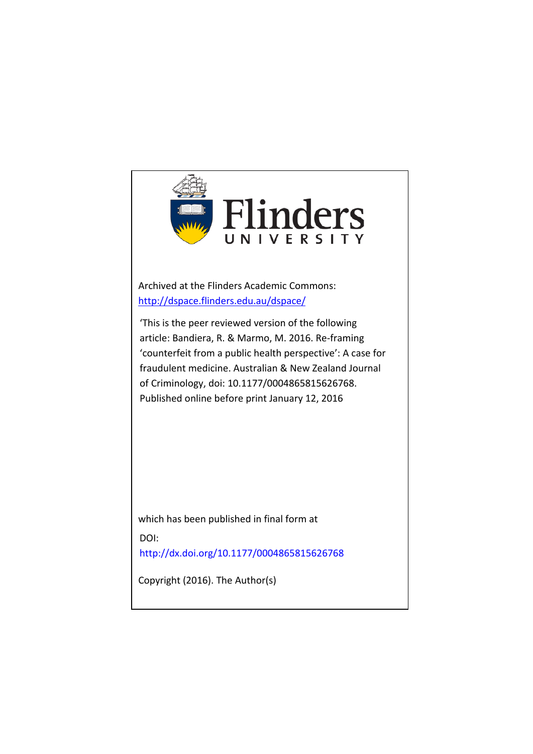Flinders
UNIVERSITY

Archived at the Flinders Academic Commons:
http://dspace.flinders.edu.au/dspace/

'This is the peer reviewed version of the following article: Bandiera, R. & Marmo, M. 2016. Re-framing 'counterfeit from a public health perspective': A case for fraudulent medicine. Australian & New Zealand Journal of Criminology, doi: 10.1177/0004865815626768. Published online before print January 12, 2016

which has been published in final form at

DOI:
http://dx.doi.org/10.1177/0004865815626768

Copyright (2016). The Author(s)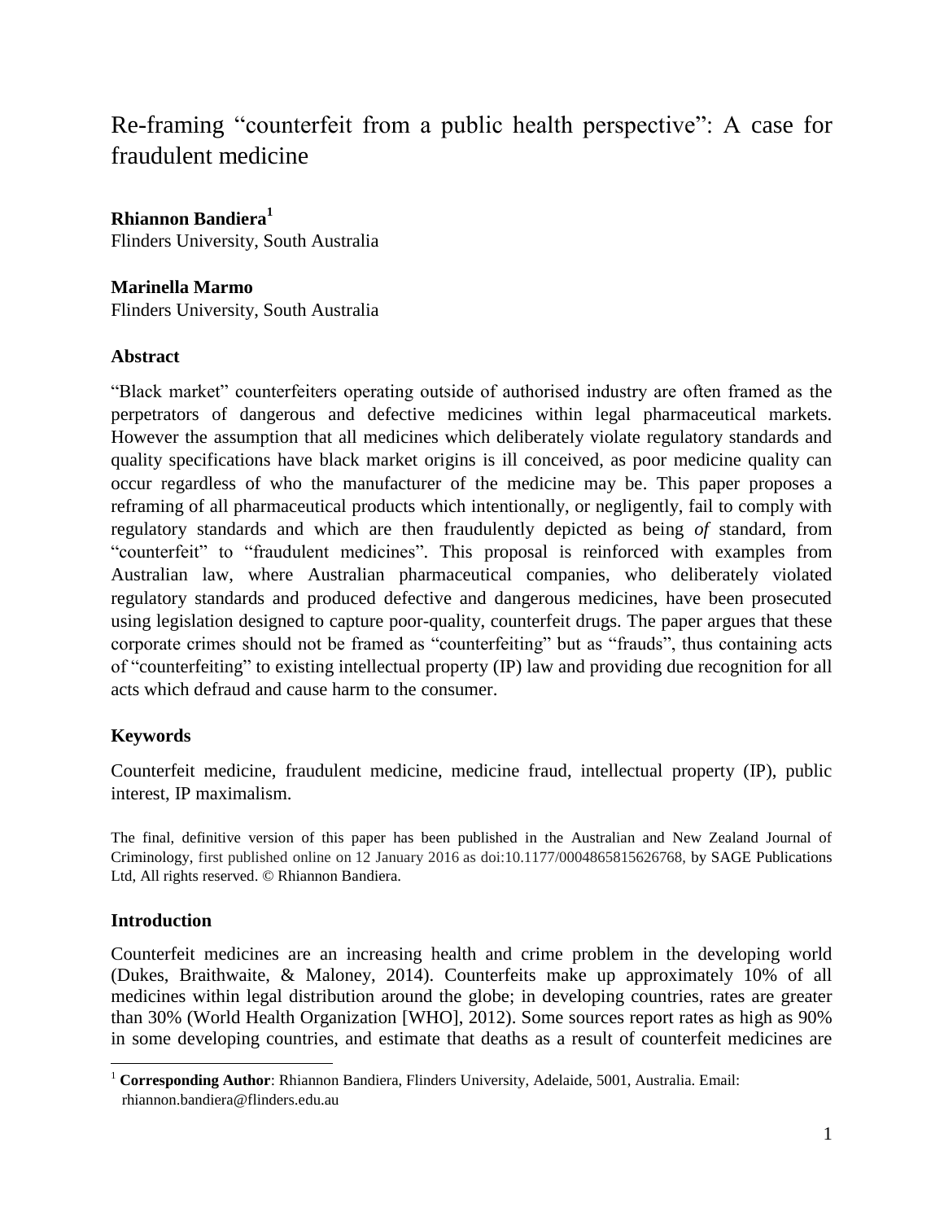# Re-framing "counterfeit from a public health perspective": A case for fraudulent medicine

**Rhiannon Bandiera**[1]
Flinders University, South Australia

**Marinella Marmo**
Flinders University, South Australia

### Abstract

"Black market" counterfeiters operating outside of authorised industry are often framed as the perpetrators of dangerous and defective medicines within legal pharmaceutical markets. However the assumption that all medicines which deliberately violate regulatory standards and quality specifications have black market origins is ill conceived, as poor medicine quality can occur regardless of who the manufacturer of the medicine may be. This paper proposes a reframing of all pharmaceutical products which intentionally, or negligently, fail to comply with regulatory standards and which are then fraudulently depicted as being *of* standard, from "counterfeit" to "fraudulent medicines". This proposal is reinforced with examples from Australian law, where Australian pharmaceutical companies, who deliberately violated regulatory standards and produced defective and dangerous medicines, have been prosecuted using legislation designed to capture poor-quality, counterfeit drugs. The paper argues that these corporate crimes should not be framed as "counterfeiting" but as "frauds", thus containing acts of "counterfeiting" to existing intellectual property (IP) law and providing due recognition for all acts which defraud and cause harm to the consumer.

### Keywords

Counterfeit medicine, fraudulent medicine, medicine fraud, intellectual property (IP), public interest, IP maximalism.

The final, definitive version of this paper has been published in the Australian and New Zealand Journal of Criminology, first published online on 12 January 2016 as doi:10.1177/0004865815626768, by SAGE Publications Ltd, All rights reserved. © Rhiannon Bandiera.

### Introduction

Counterfeit medicines are an increasing health and crime problem in the developing world (Dukes, Braithwaite, & Maloney, 2014). Counterfeits make up approximately 10% of all medicines within legal distribution around the globe; in developing countries, rates are greater than 30% (World Health Organization [WHO], 2012). Some sources report rates as high as 90% in some developing countries, and estimate that deaths as a result of counterfeit medicines are

[1] **Corresponding Author**: Rhiannon Bandiera, Flinders University, Adelaide, 5001, Australia. Email: rhiannon.bandiera@flinders.edu.au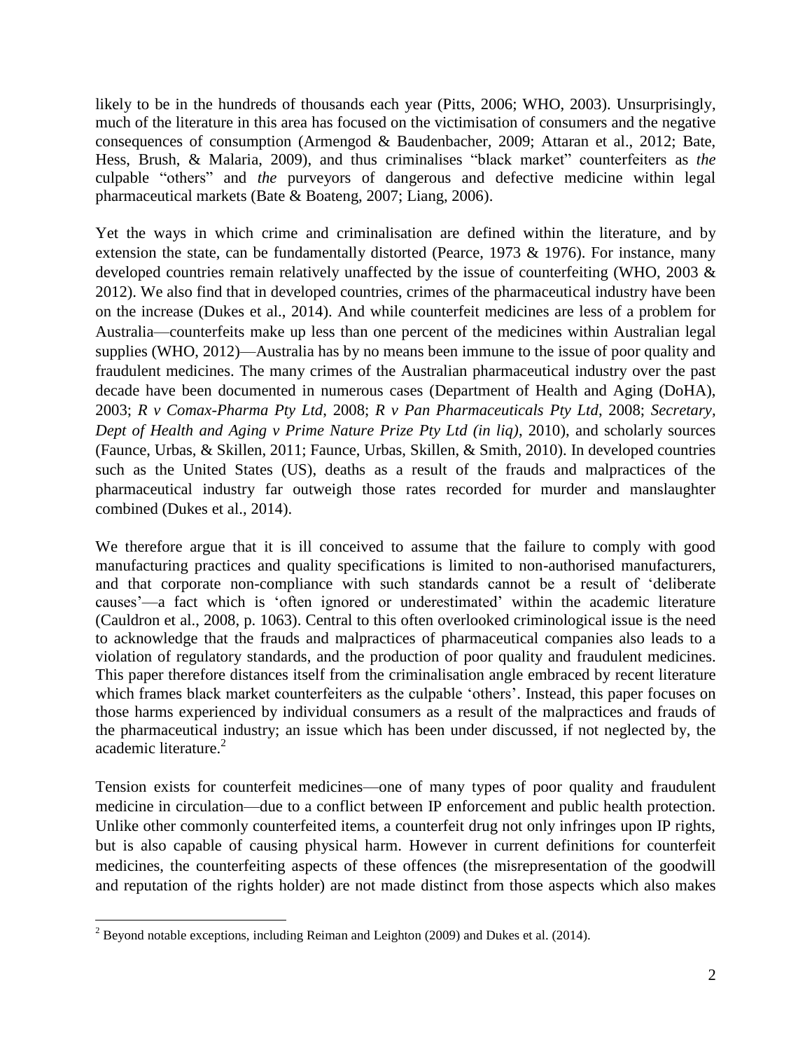likely to be in the hundreds of thousands each year (Pitts, 2006; WHO, 2003). Unsurprisingly, much of the literature in this area has focused on the victimisation of consumers and the negative consequences of consumption (Armengod & Baudenbacher, 2009; Attaran et al., 2012; Bate, Hess, Brush, & Malaria, 2009), and thus criminalises "black market" counterfeiters as *the* culpable "others" and *the* purveyors of dangerous and defective medicine within legal pharmaceutical markets (Bate & Boateng, 2007; Liang, 2006).

Yet the ways in which crime and criminalisation are defined within the literature, and by extension the state, can be fundamentally distorted (Pearce, 1973 & 1976). For instance, many developed countries remain relatively unaffected by the issue of counterfeiting (WHO, 2003 & 2012). We also find that in developed countries, crimes of the pharmaceutical industry have been on the increase (Dukes et al., 2014). And while counterfeit medicines are less of a problem for Australia—counterfeits make up less than one percent of the medicines within Australian legal supplies (WHO, 2012)—Australia has by no means been immune to the issue of poor quality and fraudulent medicines. The many crimes of the Australian pharmaceutical industry over the past decade have been documented in numerous cases (Department of Health and Aging (DoHA), 2003; *R v Comax-Pharma Pty Ltd*, 2008; *R v Pan Pharmaceuticals Pty Ltd*, 2008; *Secretary, Dept of Health and Aging v Prime Nature Prize Pty Ltd (in liq)*, 2010), and scholarly sources (Faunce, Urbas, & Skillen, 2011; Faunce, Urbas, Skillen, & Smith, 2010). In developed countries such as the United States (US), deaths as a result of the frauds and malpractices of the pharmaceutical industry far outweigh those rates recorded for murder and manslaughter combined (Dukes et al., 2014).

We therefore argue that it is ill conceived to assume that the failure to comply with good manufacturing practices and quality specifications is limited to non-authorised manufacturers, and that corporate non-compliance with such standards cannot be a result of 'deliberate causes'—a fact which is 'often ignored or underestimated' within the academic literature (Cauldron et al., 2008, p. 1063). Central to this often overlooked criminological issue is the need to acknowledge that the frauds and malpractices of pharmaceutical companies also leads to a violation of regulatory standards, and the production of poor quality and fraudulent medicines. This paper therefore distances itself from the criminalisation angle embraced by recent literature which frames black market counterfeiters as the culpable 'others'. Instead, this paper focuses on those harms experienced by individual consumers as a result of the malpractices and frauds of the pharmaceutical industry; an issue which has been under discussed, if not neglected by, the academic literature.[2]

Tension exists for counterfeit medicines—one of many types of poor quality and fraudulent medicine in circulation—due to a conflict between IP enforcement and public health protection. Unlike other commonly counterfeited items, a counterfeit drug not only infringes upon IP rights, but is also capable of causing physical harm. However in current definitions for counterfeit medicines, the counterfeiting aspects of these offences (the misrepresentation of the goodwill and reputation of the rights holder) are not made distinct from those aspects which also makes

[2] Beyond notable exceptions, including Reiman and Leighton (2009) and Dukes et al. (2014).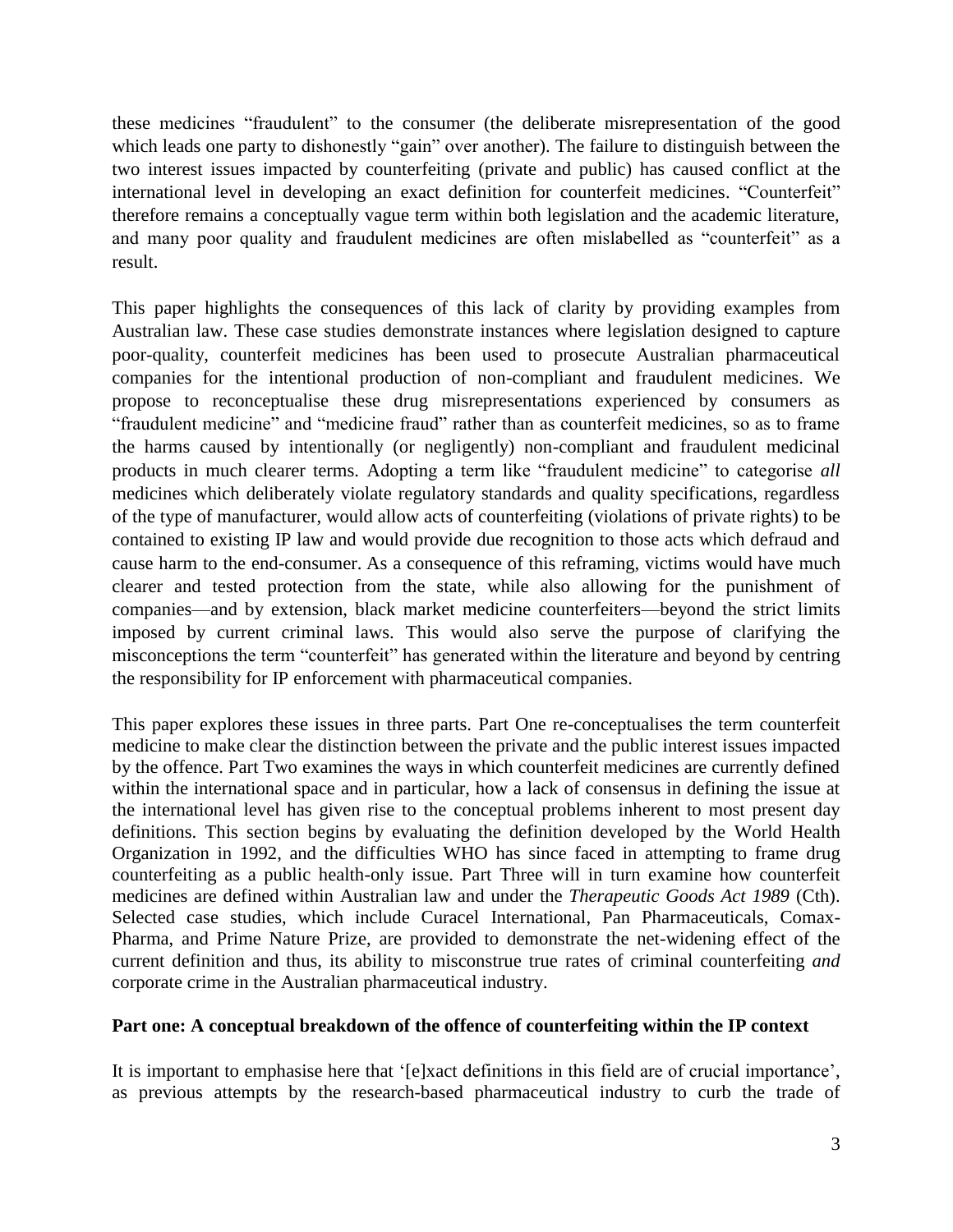these medicines "fraudulent" to the consumer (the deliberate misrepresentation of the good which leads one party to dishonestly "gain" over another). The failure to distinguish between the two interest issues impacted by counterfeiting (private and public) has caused conflict at the international level in developing an exact definition for counterfeit medicines. "Counterfeit" therefore remains a conceptually vague term within both legislation and the academic literature, and many poor quality and fraudulent medicines are often mislabelled as "counterfeit" as a result.

This paper highlights the consequences of this lack of clarity by providing examples from Australian law. These case studies demonstrate instances where legislation designed to capture poor-quality, counterfeit medicines has been used to prosecute Australian pharmaceutical companies for the intentional production of non-compliant and fraudulent medicines. We propose to reconceptualise these drug misrepresentations experienced by consumers as "fraudulent medicine" and "medicine fraud" rather than as counterfeit medicines, so as to frame the harms caused by intentionally (or negligently) non-compliant and fraudulent medicinal products in much clearer terms. Adopting a term like "fraudulent medicine" to categorise *all* medicines which deliberately violate regulatory standards and quality specifications, regardless of the type of manufacturer, would allow acts of counterfeiting (violations of private rights) to be contained to existing IP law and would provide due recognition to those acts which defraud and cause harm to the end-consumer. As a consequence of this reframing, victims would have much clearer and tested protection from the state, while also allowing for the punishment of companies—and by extension, black market medicine counterfeiters—beyond the strict limits imposed by current criminal laws. This would also serve the purpose of clarifying the misconceptions the term "counterfeit" has generated within the literature and beyond by centring the responsibility for IP enforcement with pharmaceutical companies.

This paper explores these issues in three parts. Part One re-conceptualises the term counterfeit medicine to make clear the distinction between the private and the public interest issues impacted by the offence. Part Two examines the ways in which counterfeit medicines are currently defined within the international space and in particular, how a lack of consensus in defining the issue at the international level has given rise to the conceptual problems inherent to most present day definitions. This section begins by evaluating the definition developed by the World Health Organization in 1992, and the difficulties WHO has since faced in attempting to frame drug counterfeiting as a public health-only issue. Part Three will in turn examine how counterfeit medicines are defined within Australian law and under the *Therapeutic Goods Act 1989* (Cth). Selected case studies, which include Curacel International, Pan Pharmaceuticals, Comax-Pharma, and Prime Nature Prize, are provided to demonstrate the net-widening effect of the current definition and thus, its ability to misconstrue true rates of criminal counterfeiting *and* corporate crime in the Australian pharmaceutical industry.

## Part one: A conceptual breakdown of the offence of counterfeiting within the IP context

It is important to emphasise here that '[e]xact definitions in this field are of crucial importance', as previous attempts by the research-based pharmaceutical industry to curb the trade of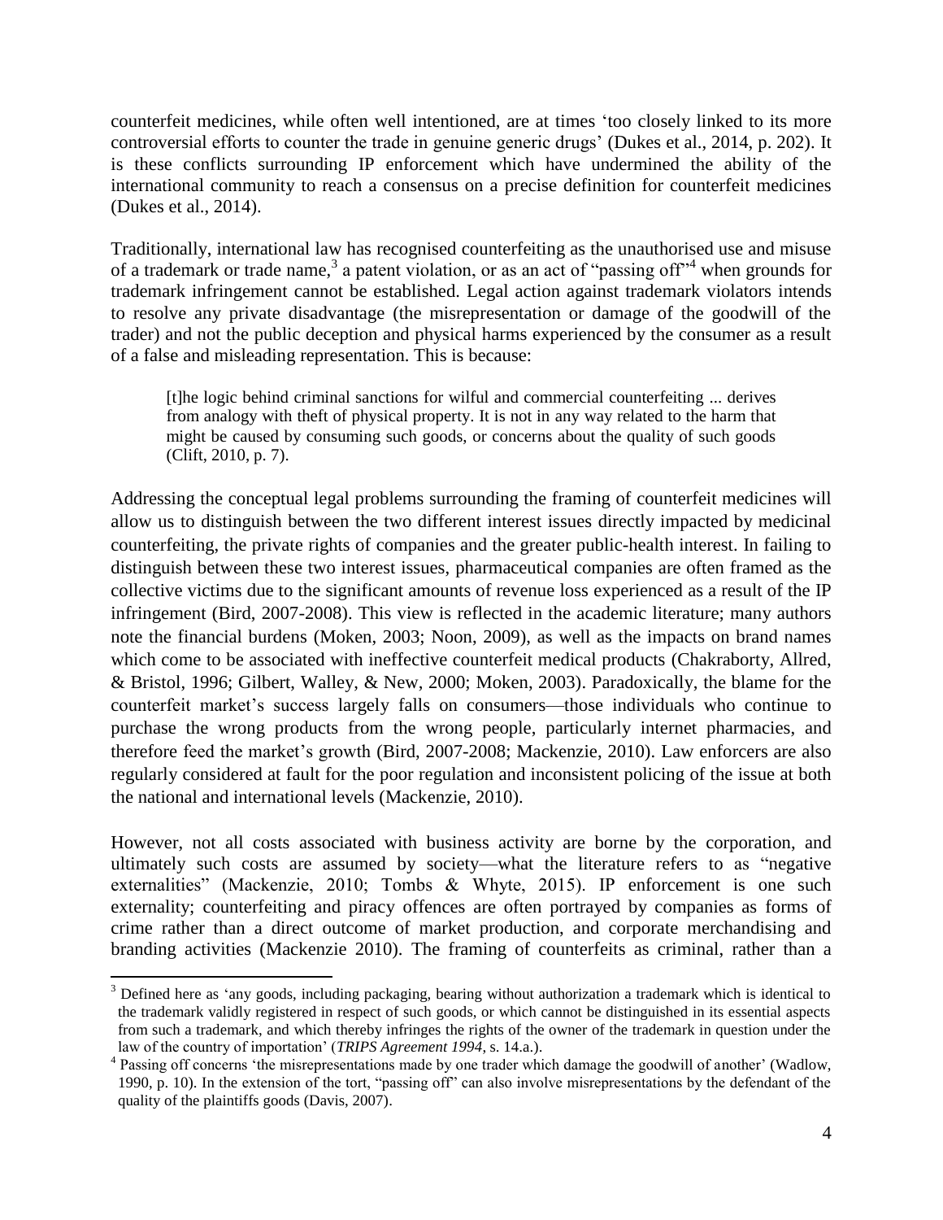counterfeit medicines, while often well intentioned, are at times 'too closely linked to its more controversial efforts to counter the trade in genuine generic drugs' (Dukes et al., 2014, p. 202). It is these conflicts surrounding IP enforcement which have undermined the ability of the international community to reach a consensus on a precise definition for counterfeit medicines (Dukes et al., 2014).

Traditionally, international law has recognised counterfeiting as the unauthorised use and misuse of a trademark or trade name,[3] a patent violation, or as an act of "passing off"[4] when grounds for trademark infringement cannot be established. Legal action against trademark violators intends to resolve any private disadvantage (the misrepresentation or damage of the goodwill of the trader) and not the public deception and physical harms experienced by the consumer as a result of a false and misleading representation. This is because:

> [t]he logic behind criminal sanctions for wilful and commercial counterfeiting ... derives from analogy with theft of physical property. It is not in any way related to the harm that might be caused by consuming such goods, or concerns about the quality of such goods (Clift, 2010, p. 7).

Addressing the conceptual legal problems surrounding the framing of counterfeit medicines will allow us to distinguish between the two different interest issues directly impacted by medicinal counterfeiting, the private rights of companies and the greater public-health interest. In failing to distinguish between these two interest issues, pharmaceutical companies are often framed as the collective victims due to the significant amounts of revenue loss experienced as a result of the IP infringement (Bird, 2007-2008). This view is reflected in the academic literature; many authors note the financial burdens (Moken, 2003; Noon, 2009), as well as the impacts on brand names which come to be associated with ineffective counterfeit medical products (Chakraborty, Allred, & Bristol, 1996; Gilbert, Walley, & New, 2000; Moken, 2003). Paradoxically, the blame for the counterfeit market's success largely falls on consumers—those individuals who continue to purchase the wrong products from the wrong people, particularly internet pharmacies, and therefore feed the market's growth (Bird, 2007-2008; Mackenzie, 2010). Law enforcers are also regularly considered at fault for the poor regulation and inconsistent policing of the issue at both the national and international levels (Mackenzie, 2010).

However, not all costs associated with business activity are borne by the corporation, and ultimately such costs are assumed by society—what the literature refers to as "negative externalities" (Mackenzie, 2010; Tombs & Whyte, 2015). IP enforcement is one such externality; counterfeiting and piracy offences are often portrayed by companies as forms of crime rather than a direct outcome of market production, and corporate merchandising and branding activities (Mackenzie 2010). The framing of counterfeits as criminal, rather than a

[3] Defined here as 'any goods, including packaging, bearing without authorization a trademark which is identical to the trademark validly registered in respect of such goods, or which cannot be distinguished in its essential aspects from such a trademark, and which thereby infringes the rights of the owner of the trademark in question under the law of the country of importation' (*TRIPS Agreement 1994*, s. 14.a.).

[4] Passing off concerns 'the misrepresentations made by one trader which damage the goodwill of another' (Wadlow, 1990, p. 10). In the extension of the tort, "passing off" can also involve misrepresentations by the defendant of the quality of the plaintiffs goods (Davis, 2007).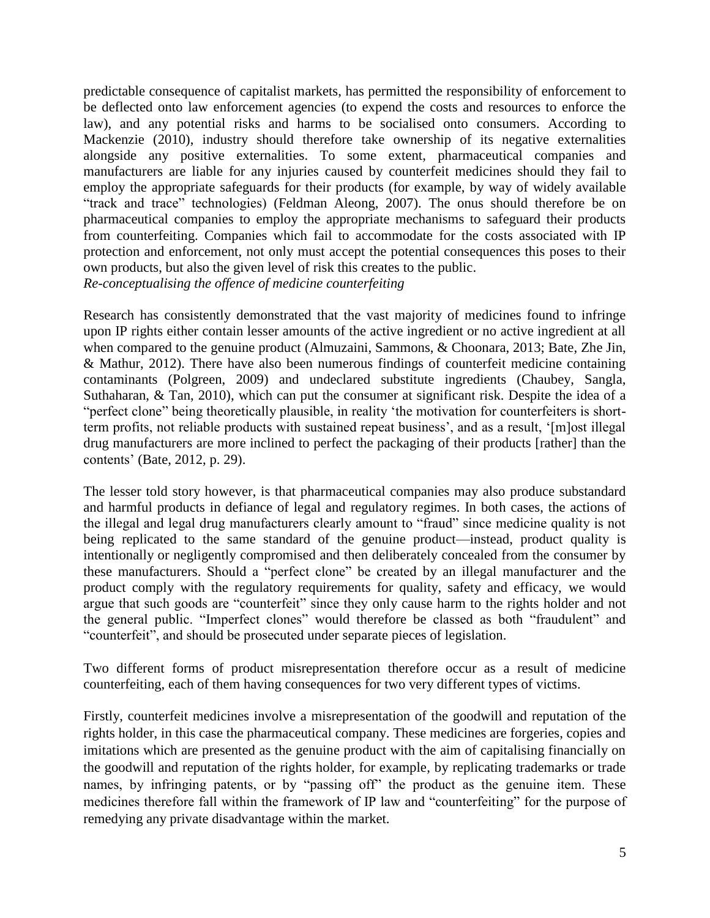predictable consequence of capitalist markets, has permitted the responsibility of enforcement to be deflected onto law enforcement agencies (to expend the costs and resources to enforce the law), and any potential risks and harms to be socialised onto consumers. According to Mackenzie (2010), industry should therefore take ownership of its negative externalities alongside any positive externalities. To some extent, pharmaceutical companies and manufacturers are liable for any injuries caused by counterfeit medicines should they fail to employ the appropriate safeguards for their products (for example, by way of widely available "track and trace" technologies) (Feldman Aleong, 2007). The onus should therefore be on pharmaceutical companies to employ the appropriate mechanisms to safeguard their products from counterfeiting. Companies which fail to accommodate for the costs associated with IP protection and enforcement, not only must accept the potential consequences this poses to their own products, but also the given level of risk this creates to the public.

*Re-conceptualising the offence of medicine counterfeiting*

Research has consistently demonstrated that the vast majority of medicines found to infringe upon IP rights either contain lesser amounts of the active ingredient or no active ingredient at all when compared to the genuine product (Almuzaini, Sammons, & Choonara, 2013; Bate, Zhe Jin, & Mathur, 2012). There have also been numerous findings of counterfeit medicine containing contaminants (Polgreen, 2009) and undeclared substitute ingredients (Chaubey, Sangla, Suthaharan, & Tan, 2010), which can put the consumer at significant risk. Despite the idea of a "perfect clone" being theoretically plausible, in reality 'the motivation for counterfeiters is short-term profits, not reliable products with sustained repeat business', and as a result, '[m]ost illegal drug manufacturers are more inclined to perfect the packaging of their products [rather] than the contents' (Bate, 2012, p. 29).

The lesser told story however, is that pharmaceutical companies may also produce substandard and harmful products in defiance of legal and regulatory regimes. In both cases, the actions of the illegal and legal drug manufacturers clearly amount to "fraud" since medicine quality is not being replicated to the same standard of the genuine product—instead, product quality is intentionally or negligently compromised and then deliberately concealed from the consumer by these manufacturers. Should a "perfect clone" be created by an illegal manufacturer and the product comply with the regulatory requirements for quality, safety and efficacy, we would argue that such goods are "counterfeit" since they only cause harm to the rights holder and not the general public. "Imperfect clones" would therefore be classed as both "fraudulent" and "counterfeit", and should be prosecuted under separate pieces of legislation.

Two different forms of product misrepresentation therefore occur as a result of medicine counterfeiting, each of them having consequences for two very different types of victims.

Firstly, counterfeit medicines involve a misrepresentation of the goodwill and reputation of the rights holder, in this case the pharmaceutical company. These medicines are forgeries, copies and imitations which are presented as the genuine product with the aim of capitalising financially on the goodwill and reputation of the rights holder, for example, by replicating trademarks or trade names, by infringing patents, or by "passing off" the product as the genuine item. These medicines therefore fall within the framework of IP law and "counterfeiting" for the purpose of remedying any private disadvantage within the market.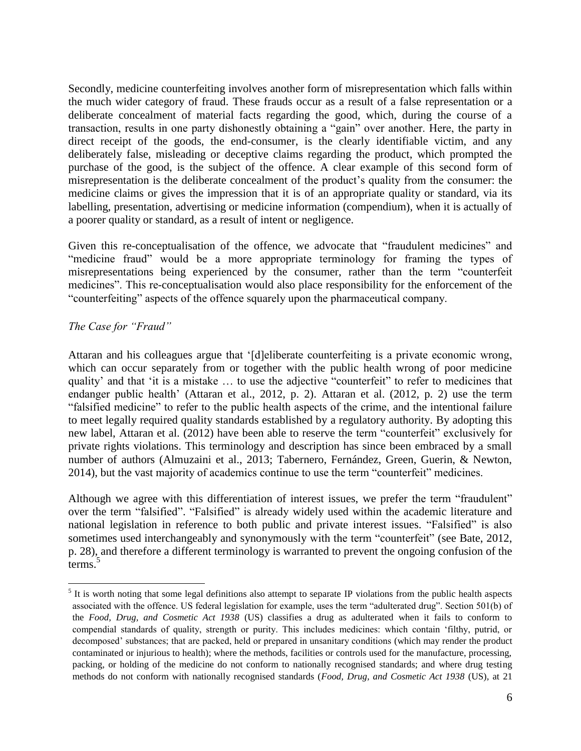Secondly, medicine counterfeiting involves another form of misrepresentation which falls within the much wider category of fraud. These frauds occur as a result of a false representation or a deliberate concealment of material facts regarding the good, which, during the course of a transaction, results in one party dishonestly obtaining a "gain" over another. Here, the party in direct receipt of the goods, the end-consumer, is the clearly identifiable victim, and any deliberately false, misleading or deceptive claims regarding the product, which prompted the purchase of the good, is the subject of the offence. A clear example of this second form of misrepresentation is the deliberate concealment of the product's quality from the consumer: the medicine claims or gives the impression that it is of an appropriate quality or standard, via its labelling, presentation, advertising or medicine information (compendium), when it is actually of a poorer quality or standard, as a result of intent or negligence.

Given this re-conceptualisation of the offence, we advocate that "fraudulent medicines" and "medicine fraud" would be a more appropriate terminology for framing the types of misrepresentations being experienced by the consumer, rather than the term "counterfeit medicines". This re-conceptualisation would also place responsibility for the enforcement of the "counterfeiting" aspects of the offence squarely upon the pharmaceutical company.

*The Case for "Fraud"*

Attaran and his colleagues argue that '[d]eliberate counterfeiting is a private economic wrong, which can occur separately from or together with the public health wrong of poor medicine quality' and that 'it is a mistake … to use the adjective "counterfeit" to refer to medicines that endanger public health' (Attaran et al., 2012, p. 2). Attaran et al. (2012, p. 2) use the term "falsified medicine" to refer to the public health aspects of the crime, and the intentional failure to meet legally required quality standards established by a regulatory authority. By adopting this new label, Attaran et al. (2012) have been able to reserve the term "counterfeit" exclusively for private rights violations. This terminology and description has since been embraced by a small number of authors (Almuzaini et al., 2013; Tabernero, Fernández, Green, Guerin, & Newton, 2014), but the vast majority of academics continue to use the term "counterfeit" medicines.

Although we agree with this differentiation of interest issues, we prefer the term "fraudulent" over the term "falsified". "Falsified" is already widely used within the academic literature and national legislation in reference to both public and private interest issues. "Falsified" is also sometimes used interchangeably and synonymously with the term "counterfeit" (see Bate, 2012, p. 28), and therefore a different terminology is warranted to prevent the ongoing confusion of the terms.[5]

[5] It is worth noting that some legal definitions also attempt to separate IP violations from the public health aspects associated with the offence. US federal legislation for example, uses the term "adulterated drug". Section 501(b) of the *Food, Drug, and Cosmetic Act 1938* (US) classifies a drug as adulterated when it fails to conform to compendial standards of quality, strength or purity. This includes medicines: which contain 'filthy, putrid, or decomposed' substances; that are packed, held or prepared in unsanitary conditions (which may render the product contaminated or injurious to health); where the methods, facilities or controls used for the manufacture, processing, packing, or holding of the medicine do not conform to nationally recognised standards; and where drug testing methods do not conform with nationally recognised standards (*Food, Drug, and Cosmetic Act 1938* (US), at 21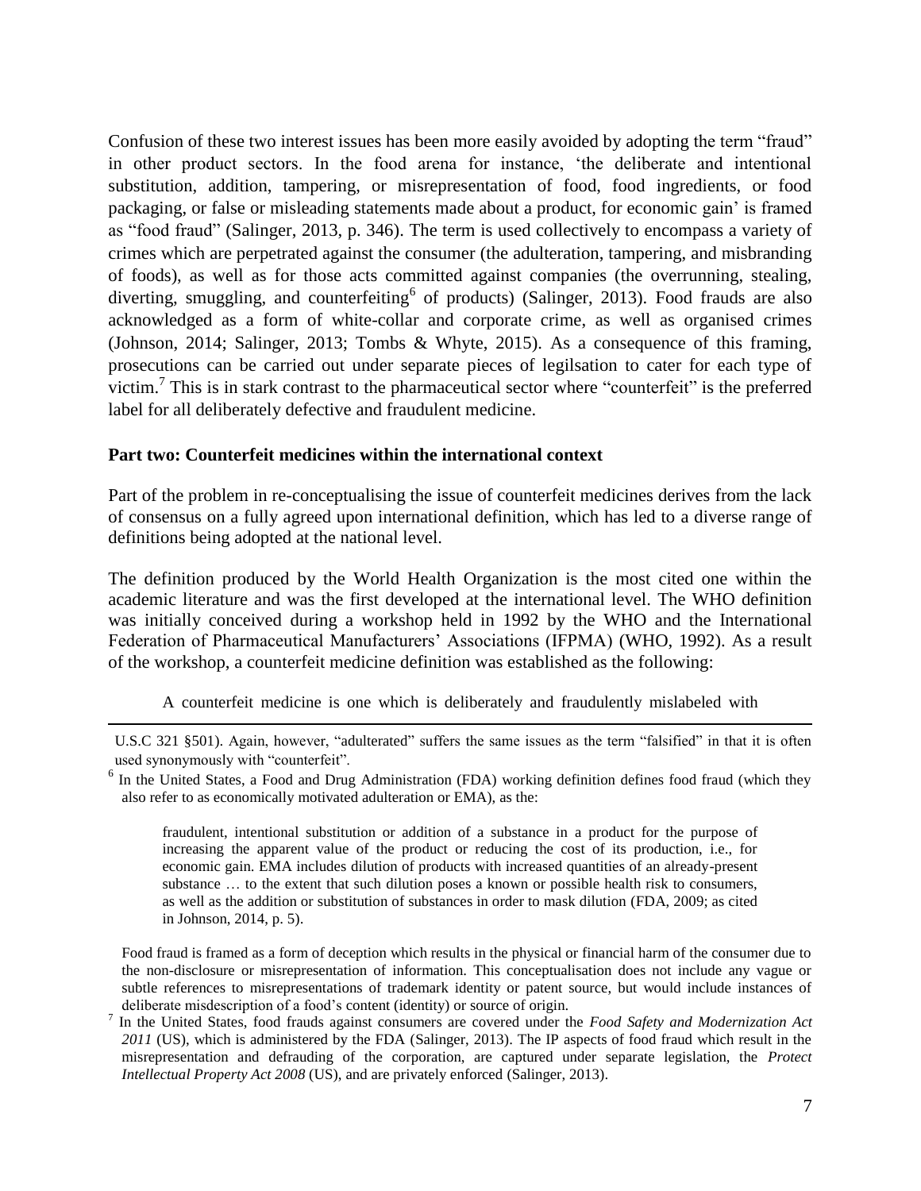Confusion of these two interest issues has been more easily avoided by adopting the term "fraud" in other product sectors. In the food arena for instance, 'the deliberate and intentional substitution, addition, tampering, or misrepresentation of food, food ingredients, or food packaging, or false or misleading statements made about a product, for economic gain' is framed as "food fraud" (Salinger, 2013, p. 346). The term is used collectively to encompass a variety of crimes which are perpetrated against the consumer (the adulteration, tampering, and misbranding of foods), as well as for those acts committed against companies (the overrunning, stealing, diverting, smuggling, and counterfeiting[6] of products) (Salinger, 2013). Food frauds are also acknowledged as a form of white-collar and corporate crime, as well as organised crimes (Johnson, 2014; Salinger, 2013; Tombs & Whyte, 2015). As a consequence of this framing, prosecutions can be carried out under separate pieces of legilsation to cater for each type of victim.[7] This is in stark contrast to the pharmaceutical sector where "counterfeit" is the preferred label for all deliberately defective and fraudulent medicine.

## Part two: Counterfeit medicines within the international context

Part of the problem in re-conceptualising the issue of counterfeit medicines derives from the lack of consensus on a fully agreed upon international definition, which has led to a diverse range of definitions being adopted at the national level.

The definition produced by the World Health Organization is the most cited one within the academic literature and was the first developed at the international level. The WHO definition was initially conceived during a workshop held in 1992 by the WHO and the International Federation of Pharmaceutical Manufacturers' Associations (IFPMA) (WHO, 1992). As a result of the workshop, a counterfeit medicine definition was established as the following:

> A counterfeit medicine is one which is deliberately and fraudulently mislabeled with

---

U.S.C 321 §501). Again, however, "adulterated" suffers the same issues as the term "falsified" in that it is often used synonymously with "counterfeit".

[6] In the United States, a Food and Drug Administration (FDA) working definition defines food fraud (which they also refer to as economically motivated adulteration or EMA), as the:

> fraudulent, intentional substitution or addition of a substance in a product for the purpose of increasing the apparent value of the product or reducing the cost of its production, i.e., for economic gain. EMA includes dilution of products with increased quantities of an already-present substance … to the extent that such dilution poses a known or possible health risk to consumers, as well as the addition or substitution of substances in order to mask dilution (FDA, 2009; as cited in Johnson, 2014, p. 5).

Food fraud is framed as a form of deception which results in the physical or financial harm of the consumer due to the non-disclosure or misrepresentation of information. This conceptualisation does not include any vague or subtle references to misrepresentations of trademark identity or patent source, but would include instances of deliberate misdescription of a food's content (identity) or source of origin.

[7] In the United States, food frauds against consumers are covered under the *Food Safety and Modernization Act 2011* (US), which is administered by the FDA (Salinger, 2013). The IP aspects of food fraud which result in the misrepresentation and defrauding of the corporation, are captured under separate legislation, the *Protect Intellectual Property Act 2008* (US), and are privately enforced (Salinger, 2013).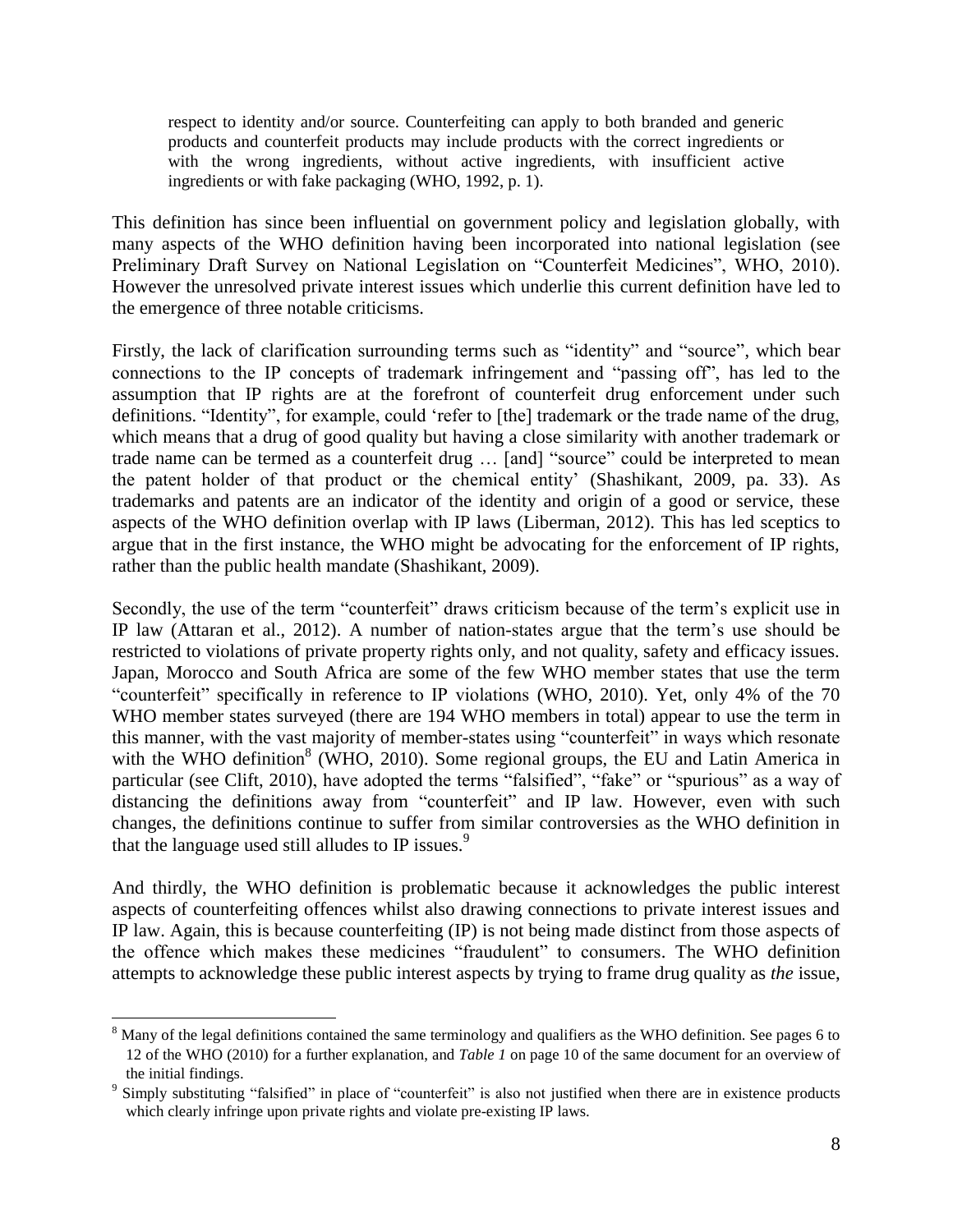> respect to identity and/or source. Counterfeiting can apply to both branded and generic products and counterfeit products may include products with the correct ingredients or with the wrong ingredients, without active ingredients, with insufficient active ingredients or with fake packaging (WHO, 1992, p. 1).

This definition has since been influential on government policy and legislation globally, with many aspects of the WHO definition having been incorporated into national legislation (see Preliminary Draft Survey on National Legislation on "Counterfeit Medicines", WHO, 2010). However the unresolved private interest issues which underlie this current definition have led to the emergence of three notable criticisms.

Firstly, the lack of clarification surrounding terms such as "identity" and "source", which bear connections to the IP concepts of trademark infringement and "passing off", has led to the assumption that IP rights are at the forefront of counterfeit drug enforcement under such definitions. "Identity", for example, could 'refer to [the] trademark or the trade name of the drug, which means that a drug of good quality but having a close similarity with another trademark or trade name can be termed as a counterfeit drug … [and] "source" could be interpreted to mean the patent holder of that product or the chemical entity' (Shashikant, 2009, pa. 33). As trademarks and patents are an indicator of the identity and origin of a good or service, these aspects of the WHO definition overlap with IP laws (Liberman, 2012). This has led sceptics to argue that in the first instance, the WHO might be advocating for the enforcement of IP rights, rather than the public health mandate (Shashikant, 2009).

Secondly, the use of the term "counterfeit" draws criticism because of the term's explicit use in IP law (Attaran et al., 2012). A number of nation-states argue that the term's use should be restricted to violations of private property rights only, and not quality, safety and efficacy issues. Japan, Morocco and South Africa are some of the few WHO member states that use the term "counterfeit" specifically in reference to IP violations (WHO, 2010). Yet, only 4% of the 70 WHO member states surveyed (there are 194 WHO members in total) appear to use the term in this manner, with the vast majority of member-states using "counterfeit" in ways which resonate with the WHO definition[8] (WHO, 2010). Some regional groups, the EU and Latin America in particular (see Clift, 2010), have adopted the terms "falsified", "fake" or "spurious" as a way of distancing the definitions away from "counterfeit" and IP law. However, even with such changes, the definitions continue to suffer from similar controversies as the WHO definition in that the language used still alludes to IP issues.[9]

And thirdly, the WHO definition is problematic because it acknowledges the public interest aspects of counterfeiting offences whilst also drawing connections to private interest issues and IP law. Again, this is because counterfeiting (IP) is not being made distinct from those aspects of the offence which makes these medicines "fraudulent" to consumers. The WHO definition attempts to acknowledge these public interest aspects by trying to frame drug quality as *the* issue,

---

[8] Many of the legal definitions contained the same terminology and qualifiers as the WHO definition. See pages 6 to 12 of the WHO (2010) for a further explanation, and *Table 1* on page 10 of the same document for an overview of the initial findings.

[9] Simply substituting "falsified" in place of "counterfeit" is also not justified when there are in existence products which clearly infringe upon private rights and violate pre-existing IP laws.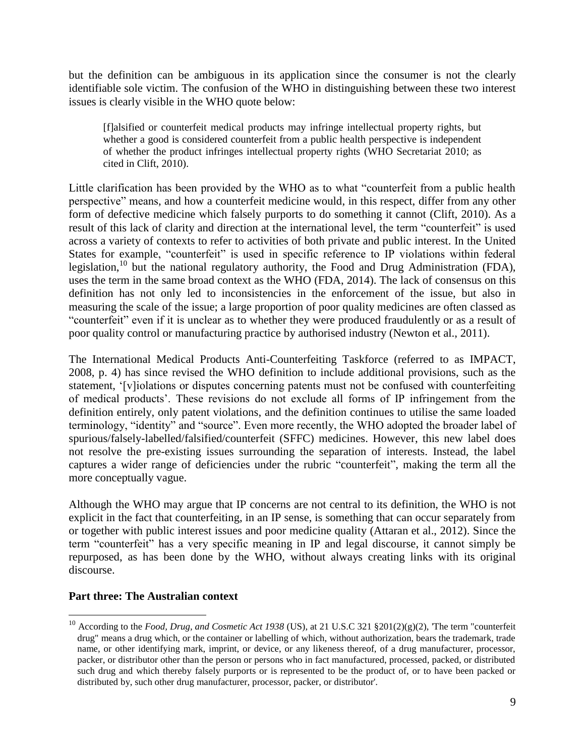but the definition can be ambiguous in its application since the consumer is not the clearly identifiable sole victim. The confusion of the WHO in distinguishing between these two interest issues is clearly visible in the WHO quote below:

> [f]alsified or counterfeit medical products may infringe intellectual property rights, but whether a good is considered counterfeit from a public health perspective is independent of whether the product infringes intellectual property rights (WHO Secretariat 2010; as cited in Clift, 2010).

Little clarification has been provided by the WHO as to what "counterfeit from a public health perspective" means, and how a counterfeit medicine would, in this respect, differ from any other form of defective medicine which falsely purports to do something it cannot (Clift, 2010). As a result of this lack of clarity and direction at the international level, the term "counterfeit" is used across a variety of contexts to refer to activities of both private and public interest. In the United States for example, "counterfeit" is used in specific reference to IP violations within federal legislation,[10] but the national regulatory authority, the Food and Drug Administration (FDA), uses the term in the same broad context as the WHO (FDA, 2014). The lack of consensus on this definition has not only led to inconsistencies in the enforcement of the issue, but also in measuring the scale of the issue; a large proportion of poor quality medicines are often classed as "counterfeit" even if it is unclear as to whether they were produced fraudulently or as a result of poor quality control or manufacturing practice by authorised industry (Newton et al., 2011).

The International Medical Products Anti-Counterfeiting Taskforce (referred to as IMPACT, 2008, p. 4) has since revised the WHO definition to include additional provisions, such as the statement, '[v]iolations or disputes concerning patents must not be confused with counterfeiting of medical products'. These revisions do not exclude all forms of IP infringement from the definition entirely, only patent violations, and the definition continues to utilise the same loaded terminology, "identity" and "source". Even more recently, the WHO adopted the broader label of spurious/falsely-labelled/falsified/counterfeit (SFFC) medicines. However, this new label does not resolve the pre-existing issues surrounding the separation of interests. Instead, the label captures a wider range of deficiencies under the rubric "counterfeit", making the term all the more conceptually vague.

Although the WHO may argue that IP concerns are not central to its definition, the WHO is not explicit in the fact that counterfeiting, in an IP sense, is something that can occur separately from or together with public interest issues and poor medicine quality (Attaran et al., 2012). Since the term "counterfeit" has a very specific meaning in IP and legal discourse, it cannot simply be repurposed, as has been done by the WHO, without always creating links with its original discourse.

**Part three: The Australian context**

[10] According to the *Food, Drug, and Cosmetic Act 1938* (US), at 21 U.S.C 321 §201(2)(g)(2), 'The term "counterfeit drug" means a drug which, or the container or labelling of which, without authorization, bears the trademark, trade name, or other identifying mark, imprint, or device, or any likeness thereof, of a drug manufacturer, processor, packer, or distributor other than the person or persons who in fact manufactured, processed, packed, or distributed such drug and which thereby falsely purports or is represented to be the product of, or to have been packed or distributed by, such other drug manufacturer, processor, packer, or distributor'.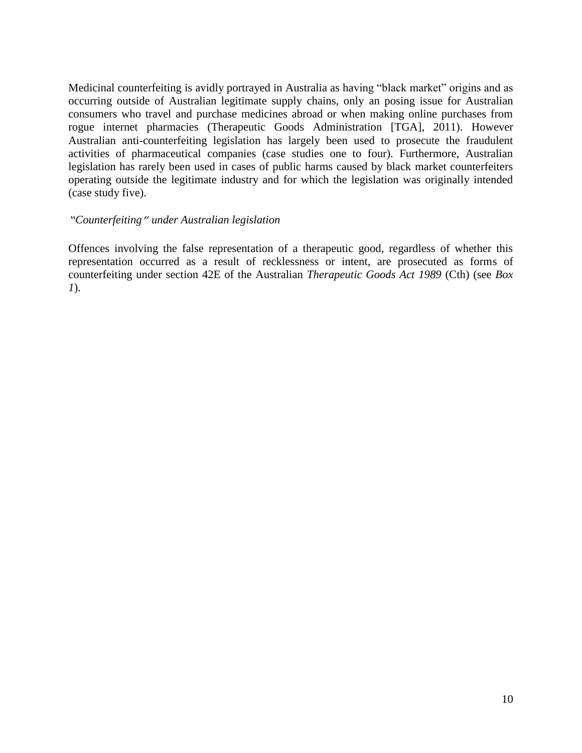Medicinal counterfeiting is avidly portrayed in Australia as having "black market" origins and as occurring outside of Australian legitimate supply chains, only an posing issue for Australian consumers who travel and purchase medicines abroad or when making online purchases from rogue internet pharmacies (Therapeutic Goods Administration [TGA], 2011). However Australian anti-counterfeiting legislation has largely been used to prosecute the fraudulent activities of pharmaceutical companies (case studies one to four). Furthermore, Australian legislation has rarely been used in cases of public harms caused by black market counterfeiters operating outside the legitimate industry and for which the legislation was originally intended (case study five).

*"Counterfeiting" under Australian legislation*

Offences involving the false representation of a therapeutic good, regardless of whether this representation occurred as a result of recklessness or intent, are prosecuted as forms of counterfeiting under section 42E of the Australian *Therapeutic Goods Act 1989* (Cth) (see *Box 1*).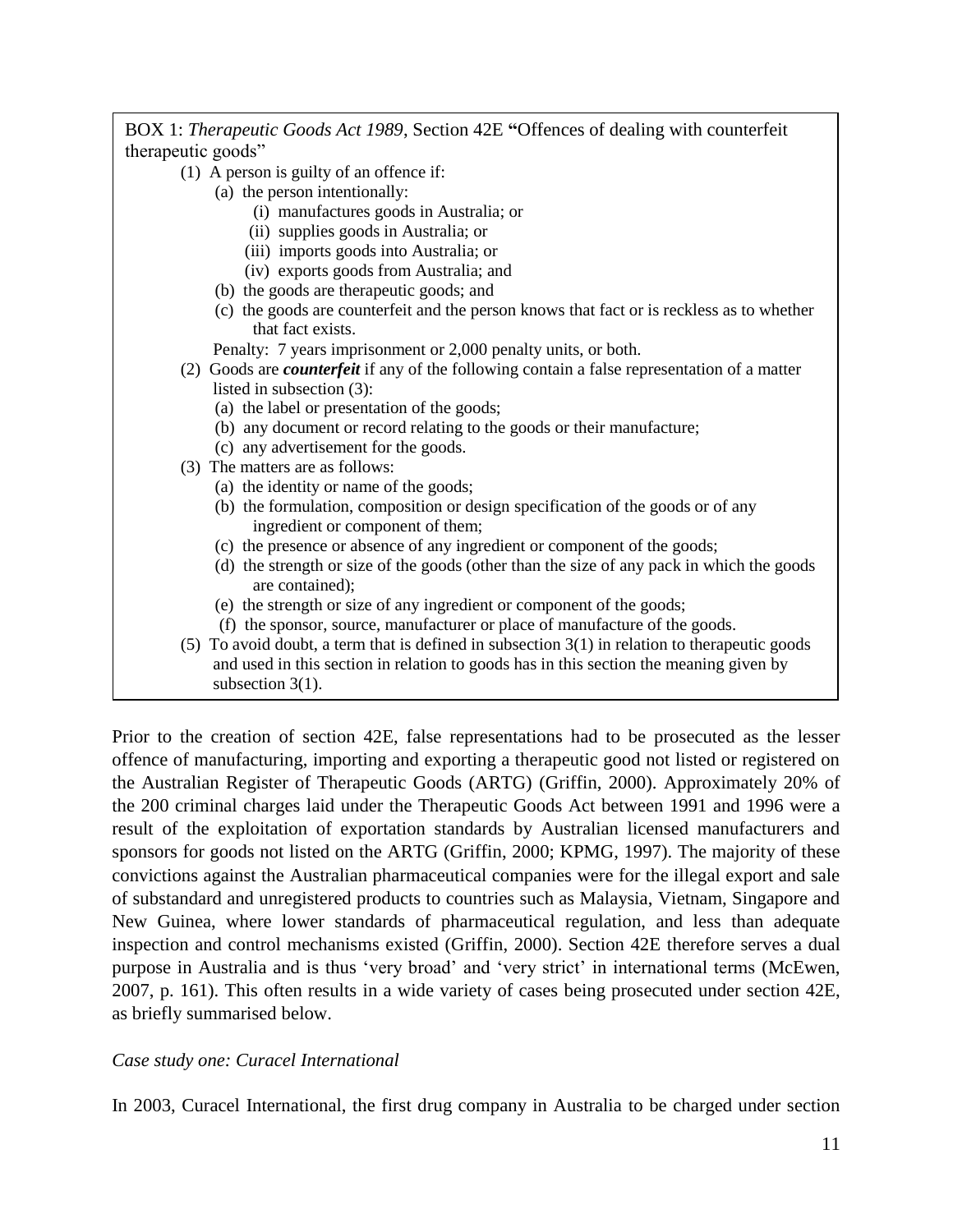BOX 1: *Therapeutic Goods Act 1989*, Section 42E **"**Offences of dealing with counterfeit therapeutic goods"

(1) A person is guilty of an offence if:

- (a) the person intentionally:
  - (i) manufactures goods in Australia; or
  - (ii) supplies goods in Australia; or
  - (iii) imports goods into Australia; or
  - (iv) exports goods from Australia; and
- (b) the goods are therapeutic goods; and
- (c) the goods are counterfeit and the person knows that fact or is reckless as to whether that fact exists.

Penalty: 7 years imprisonment or 2,000 penalty units, or both.

(2) Goods are ***counterfeit*** if any of the following contain a false representation of a matter listed in subsection (3):

- (a) the label or presentation of the goods;
- (b) any document or record relating to the goods or their manufacture;
- (c) any advertisement for the goods.

(3) The matters are as follows:

- (a) the identity or name of the goods;
- (b) the formulation, composition or design specification of the goods or of any ingredient or component of them;
- (c) the presence or absence of any ingredient or component of the goods;
- (d) the strength or size of the goods (other than the size of any pack in which the goods are contained);
- (e) the strength or size of any ingredient or component of the goods;
- (f) the sponsor, source, manufacturer or place of manufacture of the goods.

(5) To avoid doubt, a term that is defined in subsection 3(1) in relation to therapeutic goods and used in this section in relation to goods has in this section the meaning given by subsection 3(1).

Prior to the creation of section 42E, false representations had to be prosecuted as the lesser offence of manufacturing, importing and exporting a therapeutic good not listed or registered on the Australian Register of Therapeutic Goods (ARTG) (Griffin, 2000). Approximately 20% of the 200 criminal charges laid under the Therapeutic Goods Act between 1991 and 1996 were a result of the exploitation of exportation standards by Australian licensed manufacturers and sponsors for goods not listed on the ARTG (Griffin, 2000; KPMG, 1997). The majority of these convictions against the Australian pharmaceutical companies were for the illegal export and sale of substandard and unregistered products to countries such as Malaysia, Vietnam, Singapore and New Guinea, where lower standards of pharmaceutical regulation, and less than adequate inspection and control mechanisms existed (Griffin, 2000). Section 42E therefore serves a dual purpose in Australia and is thus 'very broad' and 'very strict' in international terms (McEwen, 2007, p. 161). This often results in a wide variety of cases being prosecuted under section 42E, as briefly summarised below.

*Case study one: Curacel International*

In 2003, Curacel International, the first drug company in Australia to be charged under section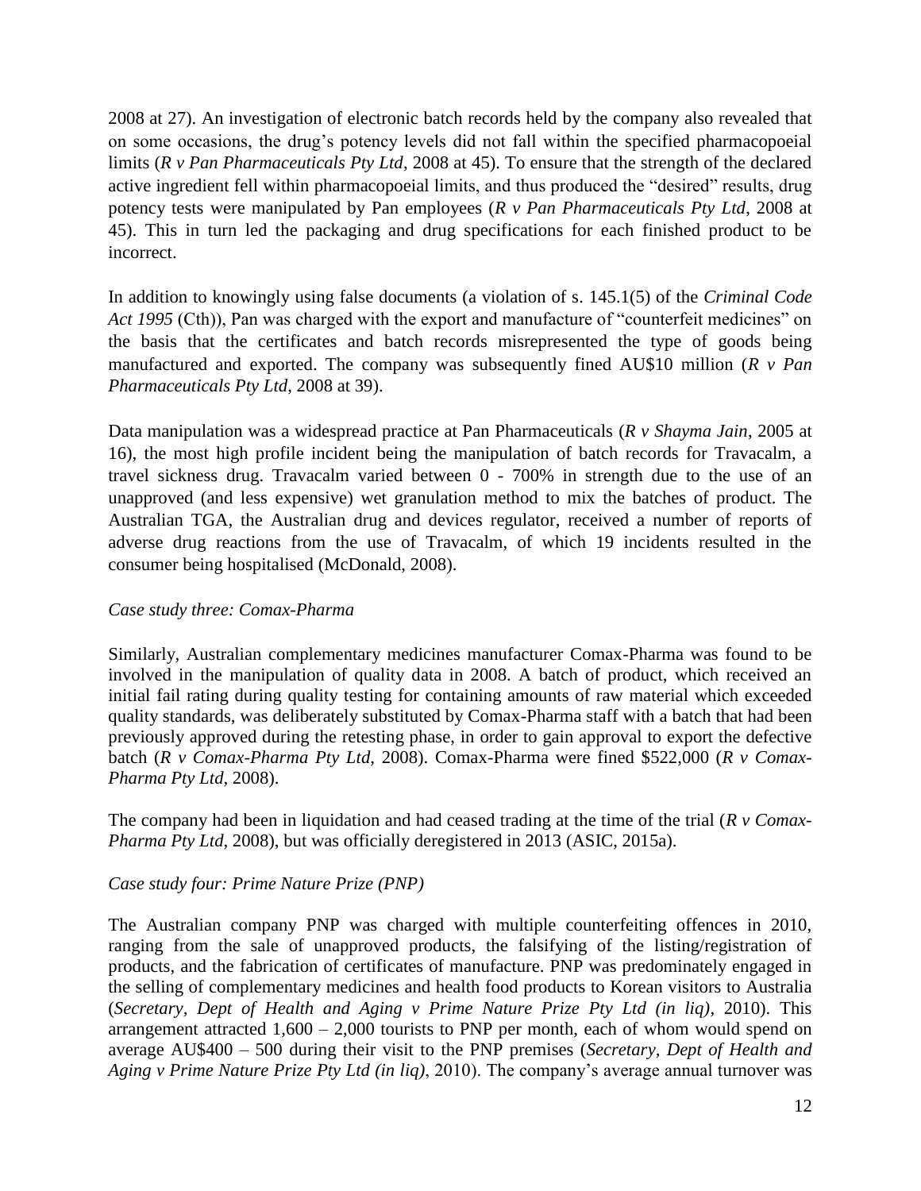2008 at 27). An investigation of electronic batch records held by the company also revealed that on some occasions, the drug's potency levels did not fall within the specified pharmacopoeial limits (*R v Pan Pharmaceuticals Pty Ltd*, 2008 at 45). To ensure that the strength of the declared active ingredient fell within pharmacopoeial limits, and thus produced the "desired" results, drug potency tests were manipulated by Pan employees (*R v Pan Pharmaceuticals Pty Ltd*, 2008 at 45). This in turn led the packaging and drug specifications for each finished product to be incorrect.

In addition to knowingly using false documents (a violation of s. 145.1(5) of the *Criminal Code Act 1995* (Cth)), Pan was charged with the export and manufacture of "counterfeit medicines" on the basis that the certificates and batch records misrepresented the type of goods being manufactured and exported. The company was subsequently fined AU$10 million (*R v Pan Pharmaceuticals Pty Ltd*, 2008 at 39).

Data manipulation was a widespread practice at Pan Pharmaceuticals (*R v Shayma Jain*, 2005 at 16), the most high profile incident being the manipulation of batch records for Travacalm, a travel sickness drug. Travacalm varied between 0 - 700% in strength due to the use of an unapproved (and less expensive) wet granulation method to mix the batches of product. The Australian TGA, the Australian drug and devices regulator, received a number of reports of adverse drug reactions from the use of Travacalm, of which 19 incidents resulted in the consumer being hospitalised (McDonald, 2008).

*Case study three: Comax-Pharma*

Similarly, Australian complementary medicines manufacturer Comax-Pharma was found to be involved in the manipulation of quality data in 2008. A batch of product, which received an initial fail rating during quality testing for containing amounts of raw material which exceeded quality standards, was deliberately substituted by Comax-Pharma staff with a batch that had been previously approved during the retesting phase, in order to gain approval to export the defective batch (*R v Comax-Pharma Pty Ltd*, 2008). Comax-Pharma were fined $522,000 (*R v Comax-Pharma Pty Ltd*, 2008).

The company had been in liquidation and had ceased trading at the time of the trial (*R v Comax-Pharma Pty Ltd*, 2008), but was officially deregistered in 2013 (ASIC, 2015a).

*Case study four: Prime Nature Prize (PNP)*

The Australian company PNP was charged with multiple counterfeiting offences in 2010, ranging from the sale of unapproved products, the falsifying of the listing/registration of products, and the fabrication of certificates of manufacture. PNP was predominately engaged in the selling of complementary medicines and health food products to Korean visitors to Australia (*Secretary, Dept of Health and Aging v Prime Nature Prize Pty Ltd (in liq)*, 2010). This arrangement attracted 1,600 – 2,000 tourists to PNP per month, each of whom would spend on average AU$400 – 500 during their visit to the PNP premises (*Secretary, Dept of Health and Aging v Prime Nature Prize Pty Ltd (in liq)*, 2010). The company's average annual turnover was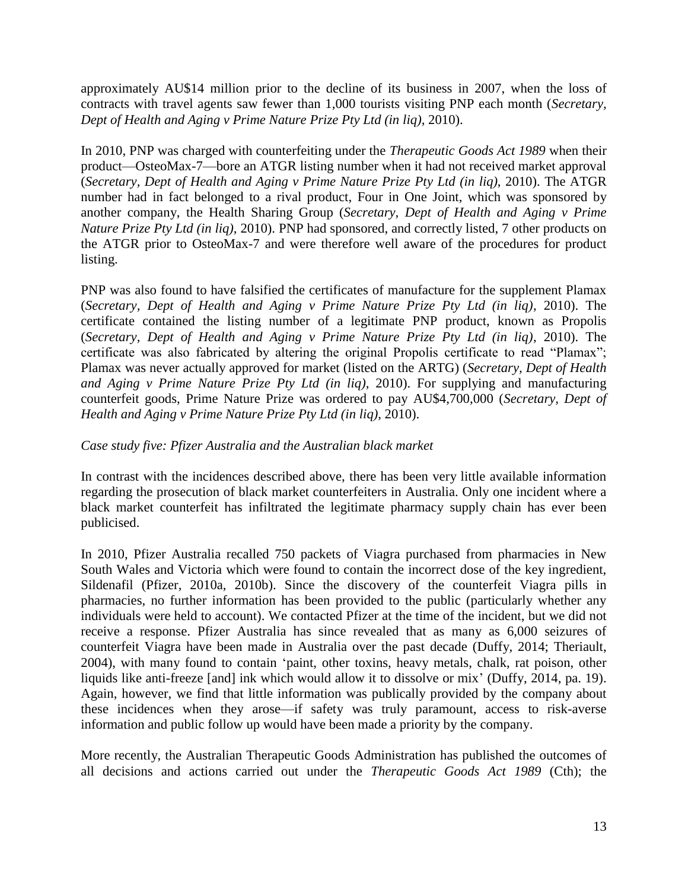approximately AU$14 million prior to the decline of its business in 2007, when the loss of contracts with travel agents saw fewer than 1,000 tourists visiting PNP each month (*Secretary, Dept of Health and Aging v Prime Nature Prize Pty Ltd (in liq)*, 2010).

In 2010, PNP was charged with counterfeiting under the *Therapeutic Goods Act 1989* when their product—OsteoMax-7—bore an ATGR listing number when it had not received market approval (*Secretary, Dept of Health and Aging v Prime Nature Prize Pty Ltd (in liq)*, 2010). The ATGR number had in fact belonged to a rival product, Four in One Joint, which was sponsored by another company, the Health Sharing Group (*Secretary, Dept of Health and Aging v Prime Nature Prize Pty Ltd (in liq)*, 2010). PNP had sponsored, and correctly listed, 7 other products on the ATGR prior to OsteoMax-7 and were therefore well aware of the procedures for product listing.

PNP was also found to have falsified the certificates of manufacture for the supplement Plamax (*Secretary, Dept of Health and Aging v Prime Nature Prize Pty Ltd (in liq)*, 2010). The certificate contained the listing number of a legitimate PNP product, known as Propolis (*Secretary, Dept of Health and Aging v Prime Nature Prize Pty Ltd (in liq)*, 2010). The certificate was also fabricated by altering the original Propolis certificate to read "Plamax"; Plamax was never actually approved for market (listed on the ARTG) (*Secretary, Dept of Health and Aging v Prime Nature Prize Pty Ltd (in liq)*, 2010). For supplying and manufacturing counterfeit goods, Prime Nature Prize was ordered to pay AU$4,700,000 (*Secretary, Dept of Health and Aging v Prime Nature Prize Pty Ltd (in liq)*, 2010).

*Case study five: Pfizer Australia and the Australian black market*

In contrast with the incidences described above, there has been very little available information regarding the prosecution of black market counterfeiters in Australia. Only one incident where a black market counterfeit has infiltrated the legitimate pharmacy supply chain has ever been publicised.

In 2010, Pfizer Australia recalled 750 packets of Viagra purchased from pharmacies in New South Wales and Victoria which were found to contain the incorrect dose of the key ingredient, Sildenafil (Pfizer, 2010a, 2010b). Since the discovery of the counterfeit Viagra pills in pharmacies, no further information has been provided to the public (particularly whether any individuals were held to account). We contacted Pfizer at the time of the incident, but we did not receive a response. Pfizer Australia has since revealed that as many as 6,000 seizures of counterfeit Viagra have been made in Australia over the past decade (Duffy, 2014; Theriault, 2004), with many found to contain 'paint, other toxins, heavy metals, chalk, rat poison, other liquids like anti-freeze [and] ink which would allow it to dissolve or mix' (Duffy, 2014, pa. 19). Again, however, we find that little information was publically provided by the company about these incidences when they arose—if safety was truly paramount, access to risk-averse information and public follow up would have been made a priority by the company.

More recently, the Australian Therapeutic Goods Administration has published the outcomes of all decisions and actions carried out under the *Therapeutic Goods Act 1989* (Cth); the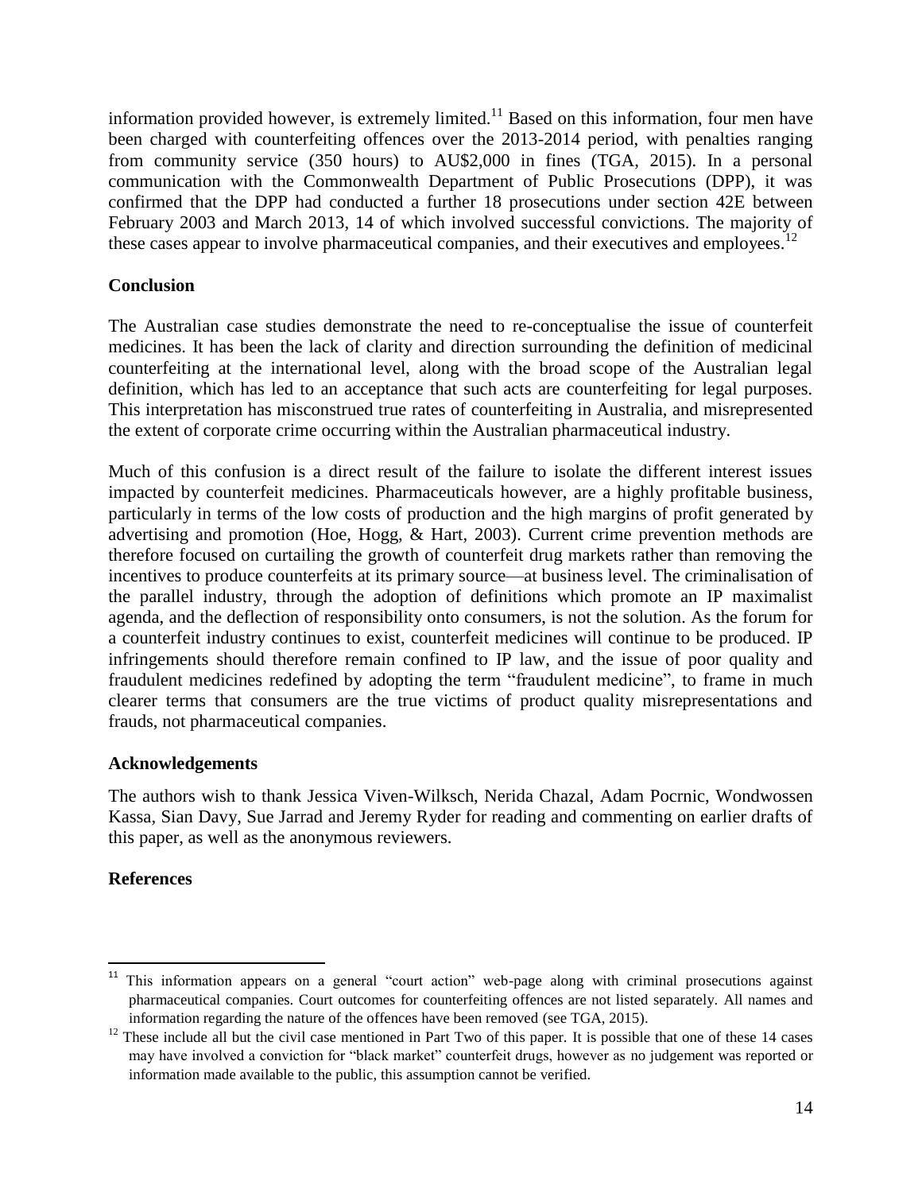information provided however, is extremely limited.[11] Based on this information, four men have been charged with counterfeiting offences over the 2013-2014 period, with penalties ranging from community service (350 hours) to AU$2,000 in fines (TGA, 2015). In a personal communication with the Commonwealth Department of Public Prosecutions (DPP), it was confirmed that the DPP had conducted a further 18 prosecutions under section 42E between February 2003 and March 2013, 14 of which involved successful convictions. The majority of these cases appear to involve pharmaceutical companies, and their executives and employees.[12]

**Conclusion**

The Australian case studies demonstrate the need to re-conceptualise the issue of counterfeit medicines. It has been the lack of clarity and direction surrounding the definition of medicinal counterfeiting at the international level, along with the broad scope of the Australian legal definition, which has led to an acceptance that such acts are counterfeiting for legal purposes. This interpretation has misconstrued true rates of counterfeiting in Australia, and misrepresented the extent of corporate crime occurring within the Australian pharmaceutical industry.

Much of this confusion is a direct result of the failure to isolate the different interest issues impacted by counterfeit medicines. Pharmaceuticals however, are a highly profitable business, particularly in terms of the low costs of production and the high margins of profit generated by advertising and promotion (Hoe, Hogg, & Hart, 2003). Current crime prevention methods are therefore focused on curtailing the growth of counterfeit drug markets rather than removing the incentives to produce counterfeits at its primary source—at business level. The criminalisation of the parallel industry, through the adoption of definitions which promote an IP maximalist agenda, and the deflection of responsibility onto consumers, is not the solution. As the forum for a counterfeit industry continues to exist, counterfeit medicines will continue to be produced. IP infringements should therefore remain confined to IP law, and the issue of poor quality and fraudulent medicines redefined by adopting the term "fraudulent medicine", to frame in much clearer terms that consumers are the true victims of product quality misrepresentations and frauds, not pharmaceutical companies.

**Acknowledgements**

The authors wish to thank Jessica Viven-Wilksch, Nerida Chazal, Adam Pocrnic, Wondwossen Kassa, Sian Davy, Sue Jarrad and Jeremy Ryder for reading and commenting on earlier drafts of this paper, as well as the anonymous reviewers.

**References**

---

[11] This information appears on a general "court action" web-page along with criminal prosecutions against pharmaceutical companies. Court outcomes for counterfeiting offences are not listed separately. All names and information regarding the nature of the offences have been removed (see TGA, 2015).

[12] These include all but the civil case mentioned in Part Two of this paper. It is possible that one of these 14 cases may have involved a conviction for "black market" counterfeit drugs, however as no judgement was reported or information made available to the public, this assumption cannot be verified.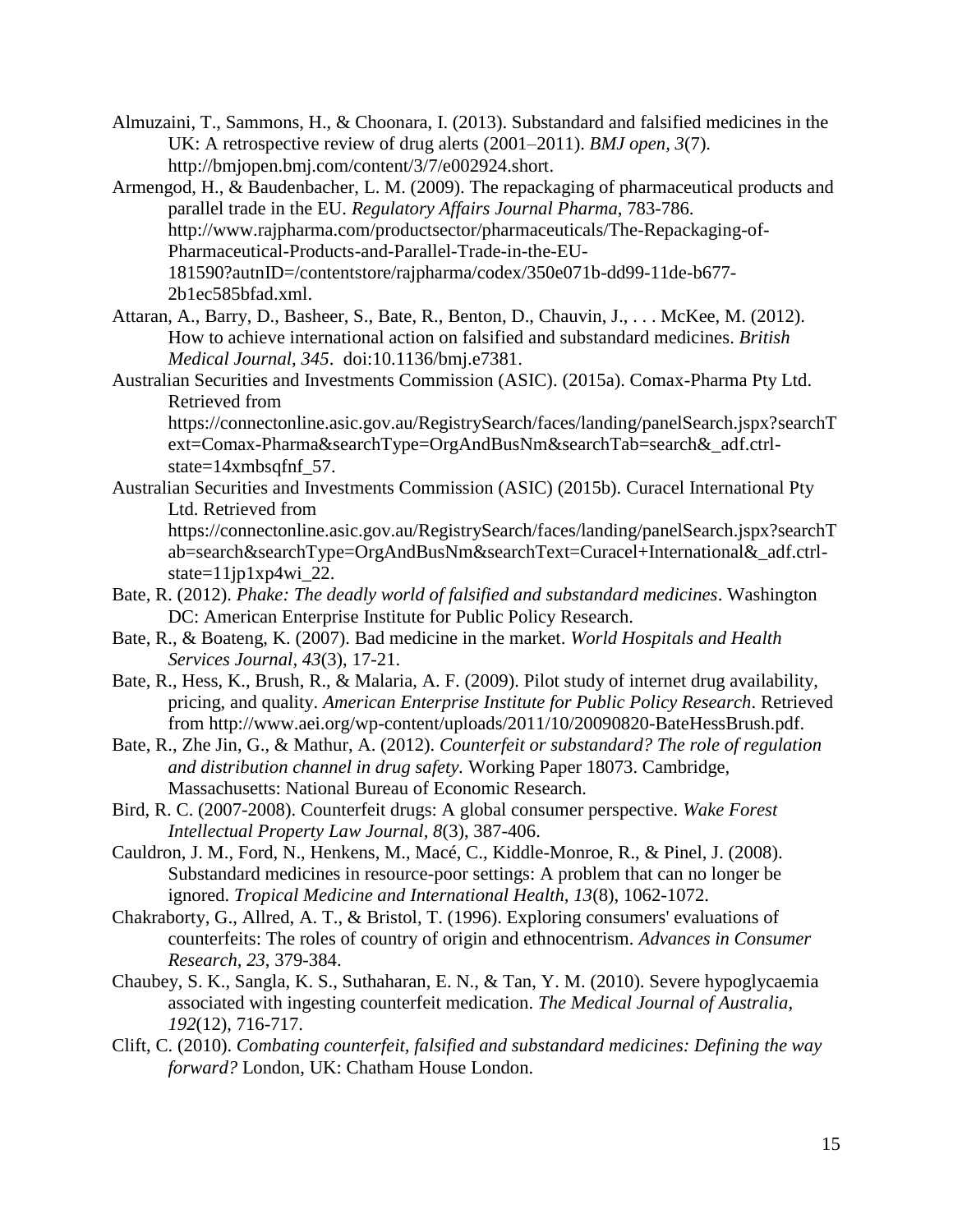Almuzaini, T., Sammons, H., & Choonara, I. (2013). Substandard and falsified medicines in the UK: A retrospective review of drug alerts (2001–2011). *BMJ open*, *3*(7). http://bmjopen.bmj.com/content/3/7/e002924.short.

Armengod, H., & Baudenbacher, L. M. (2009). The repackaging of pharmaceutical products and parallel trade in the EU. *Regulatory Affairs Journal Pharma*, 783-786. http://www.rajpharma.com/productsector/pharmaceuticals/The-Repackaging-of-Pharmaceutical-Products-and-Parallel-Trade-in-the-EU-181590?autnID=/contentstore/rajpharma/codex/350e071b-dd99-11de-b677-2b1ec585bfad.xml.

Attaran, A., Barry, D., Basheer, S., Bate, R., Benton, D., Chauvin, J., . . . McKee, M. (2012). How to achieve international action on falsified and substandard medicines. *British Medical Journal, 345*. doi:10.1136/bmj.e7381.

Australian Securities and Investments Commission (ASIC). (2015a). Comax-Pharma Pty Ltd. Retrieved from https://connectonline.asic.gov.au/RegistrySearch/faces/landing/panelSearch.jspx?searchText=Comax-Pharma&searchType=OrgAndBusNm&searchTab=search&_adf.ctrl-state=14xmbsqfnf_57.

Australian Securities and Investments Commission (ASIC) (2015b). Curacel International Pty Ltd. Retrieved from https://connectonline.asic.gov.au/RegistrySearch/faces/landing/panelSearch.jspx?searchTab=search&searchType=OrgAndBusNm&searchText=Curacel+International&_adf.ctrl-state=11jp1xp4wi_22.

Bate, R. (2012). *Phake: The deadly world of falsified and substandard medicines*. Washington DC: American Enterprise Institute for Public Policy Research.

Bate, R., & Boateng, K. (2007). Bad medicine in the market. *World Hospitals and Health Services Journal, 43*(3), 17-21.

Bate, R., Hess, K., Brush, R., & Malaria, A. F. (2009). Pilot study of internet drug availability, pricing, and quality. *American Enterprise Institute for Public Policy Research*. Retrieved from http://www.aei.org/wp-content/uploads/2011/10/20090820-BateHessBrush.pdf.

Bate, R., Zhe Jin, G., & Mathur, A. (2012). *Counterfeit or substandard? The role of regulation and distribution channel in drug safety.* Working Paper 18073. Cambridge, Massachusetts: National Bureau of Economic Research.

Bird, R. C. (2007-2008). Counterfeit drugs: A global consumer perspective. *Wake Forest Intellectual Property Law Journal, 8*(3), 387-406.

Cauldron, J. M., Ford, N., Henkens, M., Macé, C., Kiddle-Monroe, R., & Pinel, J. (2008). Substandard medicines in resource-poor settings: A problem that can no longer be ignored. *Tropical Medicine and International Health, 13*(8), 1062-1072.

Chakraborty, G., Allred, A. T., & Bristol, T. (1996). Exploring consumers' evaluations of counterfeits: The roles of country of origin and ethnocentrism. *Advances in Consumer Research, 23*, 379-384.

Chaubey, S. K., Sangla, K. S., Suthaharan, E. N., & Tan, Y. M. (2010). Severe hypoglycaemia associated with ingesting counterfeit medication. *The Medical Journal of Australia, 192*(12), 716-717.

Clift, C. (2010). *Combating counterfeit, falsified and substandard medicines: Defining the way forward?* London, UK: Chatham House London.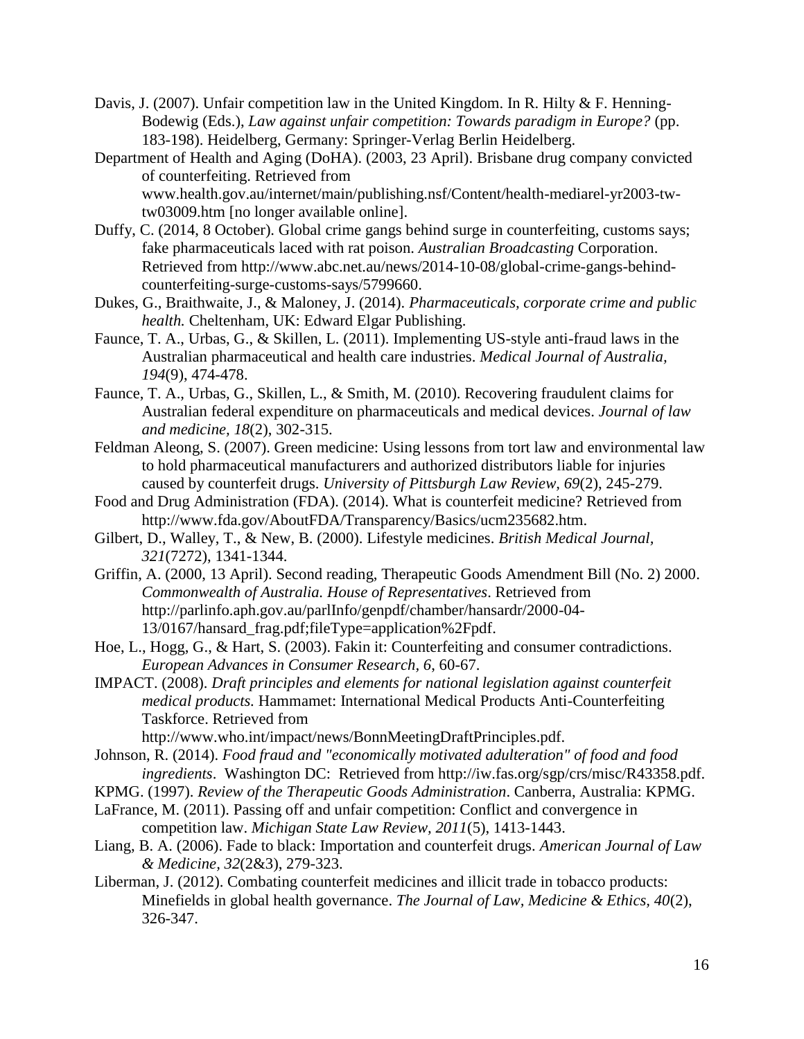Davis, J. (2007). Unfair competition law in the United Kingdom. In R. Hilty & F. Henning-Bodewig (Eds.), *Law against unfair competition: Towards paradigm in Europe?* (pp. 183-198). Heidelberg, Germany: Springer-Verlag Berlin Heidelberg.

Department of Health and Aging (DoHA). (2003, 23 April). Brisbane drug company convicted of counterfeiting. Retrieved from www.health.gov.au/internet/main/publishing.nsf/Content/health-mediarel-yr2003-tw-tw03009.htm [no longer available online].

Duffy, C. (2014, 8 October). Global crime gangs behind surge in counterfeiting, customs says; fake pharmaceuticals laced with rat poison. *Australian Broadcasting* Corporation. Retrieved from http://www.abc.net.au/news/2014-10-08/global-crime-gangs-behind-counterfeiting-surge-customs-says/5799660.

Dukes, G., Braithwaite, J., & Maloney, J. (2014). *Pharmaceuticals, corporate crime and public health.* Cheltenham, UK: Edward Elgar Publishing.

Faunce, T. A., Urbas, G., & Skillen, L. (2011). Implementing US-style anti-fraud laws in the Australian pharmaceutical and health care industries. *Medical Journal of Australia, 194*(9), 474-478.

Faunce, T. A., Urbas, G., Skillen, L., & Smith, M. (2010). Recovering fraudulent claims for Australian federal expenditure on pharmaceuticals and medical devices. *Journal of law and medicine, 18*(2), 302-315.

Feldman Aleong, S. (2007). Green medicine: Using lessons from tort law and environmental law to hold pharmaceutical manufacturers and authorized distributors liable for injuries caused by counterfeit drugs. *University of Pittsburgh Law Review, 69*(2), 245-279.

Food and Drug Administration (FDA). (2014). What is counterfeit medicine? Retrieved from http://www.fda.gov/AboutFDA/Transparency/Basics/ucm235682.htm.

Gilbert, D., Walley, T., & New, B. (2000). Lifestyle medicines. *British Medical Journal, 321*(7272), 1341-1344.

Griffin, A. (2000, 13 April). Second reading, Therapeutic Goods Amendment Bill (No. 2) 2000. *Commonwealth of Australia. House of Representatives*. Retrieved from http://parlinfo.aph.gov.au/parlInfo/genpdf/chamber/hansardr/2000-04-13/0167/hansard_frag.pdf;fileType=application%2Fpdf.

Hoe, L., Hogg, G., & Hart, S. (2003). Fakin it: Counterfeiting and consumer contradictions. *European Advances in Consumer Research, 6*, 60-67.

IMPACT. (2008). *Draft principles and elements for national legislation against counterfeit medical products.* Hammamet: International Medical Products Anti-Counterfeiting Taskforce. Retrieved from http://www.who.int/impact/news/BonnMeetingDraftPrinciples.pdf.

Johnson, R. (2014). *Food fraud and "economically motivated adulteration" of food and food ingredients*. Washington DC: Retrieved from http://iw.fas.org/sgp/crs/misc/R43358.pdf.

KPMG. (1997). *Review of the Therapeutic Goods Administration*. Canberra, Australia: KPMG.

LaFrance, M. (2011). Passing off and unfair competition: Conflict and convergence in competition law. *Michigan State Law Review, 2011*(5), 1413-1443.

Liang, B. A. (2006). Fade to black: Importation and counterfeit drugs. *American Journal of Law & Medicine, 32*(2&3), 279-323.

Liberman, J. (2012). Combating counterfeit medicines and illicit trade in tobacco products: Minefields in global health governance. *The Journal of Law, Medicine & Ethics, 40*(2), 326-347.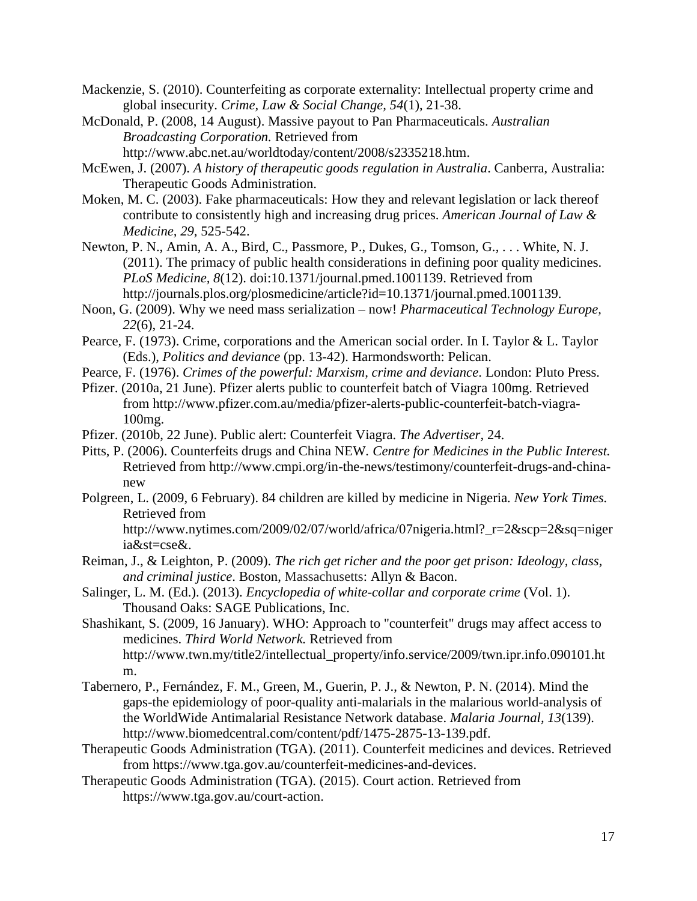Mackenzie, S. (2010). Counterfeiting as corporate externality: Intellectual property crime and global insecurity. *Crime, Law & Social Change, 54*(1), 21-38.

McDonald, P. (2008, 14 August). Massive payout to Pan Pharmaceuticals. *Australian Broadcasting Corporation.* Retrieved from http://www.abc.net.au/worldtoday/content/2008/s2335218.htm.

McEwen, J. (2007). *A history of therapeutic goods regulation in Australia*. Canberra, Australia: Therapeutic Goods Administration.

Moken, M. C. (2003). Fake pharmaceuticals: How they and relevant legislation or lack thereof contribute to consistently high and increasing drug prices. *American Journal of Law & Medicine*, *29*, 525-542.

Newton, P. N., Amin, A. A., Bird, C., Passmore, P., Dukes, G., Tomson, G., . . . White, N. J. (2011). The primacy of public health considerations in defining poor quality medicines. *PLoS Medicine, 8*(12). doi:10.1371/journal.pmed.1001139. Retrieved from http://journals.plos.org/plosmedicine/article?id=10.1371/journal.pmed.1001139.

Noon, G. (2009). Why we need mass serialization – now! *Pharmaceutical Technology Europe, 22*(6), 21-24.

Pearce, F. (1973). Crime, corporations and the American social order. In I. Taylor & L. Taylor (Eds.), *Politics and deviance* (pp. 13-42). Harmondsworth: Pelican.

Pearce, F. (1976). *Crimes of the powerful: Marxism, crime and deviance*. London: Pluto Press.

Pfizer. (2010a, 21 June). Pfizer alerts public to counterfeit batch of Viagra 100mg. Retrieved from http://www.pfizer.com.au/media/pfizer-alerts-public-counterfeit-batch-viagra-100mg.

Pfizer. (2010b, 22 June). Public alert: Counterfeit Viagra. *The Advertiser*, 24.

Pitts, P. (2006). Counterfeits drugs and China NEW. *Centre for Medicines in the Public Interest.* Retrieved from http://www.cmpi.org/in-the-news/testimony/counterfeit-drugs-and-china-new

Polgreen, L. (2009, 6 February). 84 children are killed by medicine in Nigeria. *New York Times.* Retrieved from http://www.nytimes.com/2009/02/07/world/africa/07nigeria.html?_r=2&scp=2&sq=nigeria&st=cse&.

Reiman, J., & Leighton, P. (2009). *The rich get richer and the poor get prison: Ideology, class, and criminal justice*. Boston, Massachusetts: Allyn & Bacon.

Salinger, L. M. (Ed.). (2013). *Encyclopedia of white-collar and corporate crime* (Vol. 1). Thousand Oaks: SAGE Publications, Inc.

Shashikant, S. (2009, 16 January). WHO: Approach to "counterfeit" drugs may affect access to medicines. *Third World Network.* Retrieved from http://www.twn.my/title2/intellectual_property/info.service/2009/twn.ipr.info.090101.htm.

Tabernero, P., Fernández, F. M., Green, M., Guerin, P. J., & Newton, P. N. (2014). Mind the gaps-the epidemiology of poor-quality anti-malarials in the malarious world-analysis of the WorldWide Antimalarial Resistance Network database. *Malaria Journal, 13*(139). http://www.biomedcentral.com/content/pdf/1475-2875-13-139.pdf.

Therapeutic Goods Administration (TGA). (2011). Counterfeit medicines and devices. Retrieved from https://www.tga.gov.au/counterfeit-medicines-and-devices.

Therapeutic Goods Administration (TGA). (2015). Court action. Retrieved from https://www.tga.gov.au/court-action.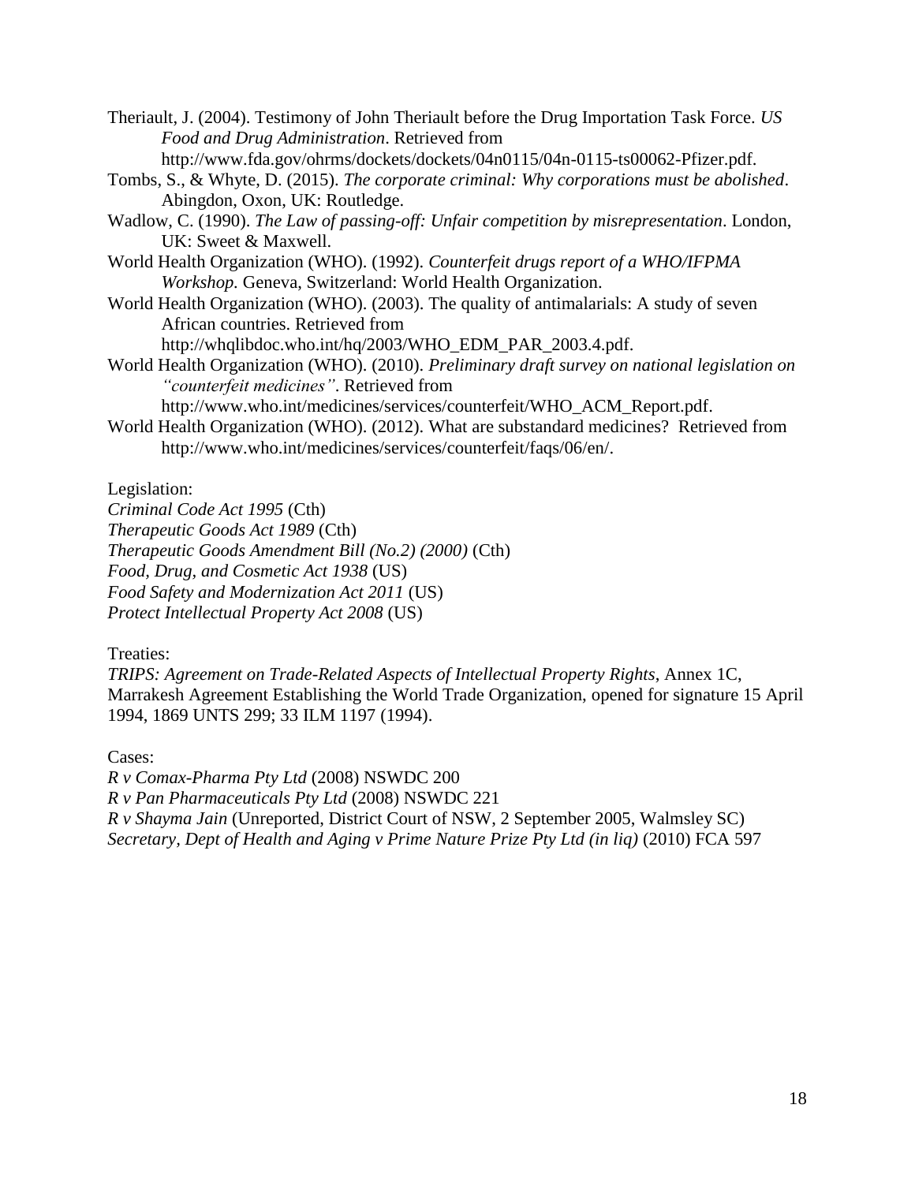Theriault, J. (2004). Testimony of John Theriault before the Drug Importation Task Force. *US Food and Drug Administration*. Retrieved from http://www.fda.gov/ohrms/dockets/dockets/04n0115/04n-0115-ts00062-Pfizer.pdf.

Tombs, S., & Whyte, D. (2015). *The corporate criminal: Why corporations must be abolished*. Abingdon, Oxon, UK: Routledge.

Wadlow, C. (1990). *The Law of passing-off: Unfair competition by misrepresentation*. London, UK: Sweet & Maxwell.

World Health Organization (WHO). (1992). *Counterfeit drugs report of a WHO/IFPMA Workshop.* Geneva, Switzerland: World Health Organization.

World Health Organization (WHO). (2003). The quality of antimalarials: A study of seven African countries. Retrieved from http://whqlibdoc.who.int/hq/2003/WHO_EDM_PAR_2003.4.pdf.

World Health Organization (WHO). (2010). *Preliminary draft survey on national legislation on "counterfeit medicines"*. Retrieved from http://www.who.int/medicines/services/counterfeit/WHO_ACM_Report.pdf.

World Health Organization (WHO). (2012). What are substandard medicines? Retrieved from http://www.who.int/medicines/services/counterfeit/faqs/06/en/.

Legislation:

*Criminal Code Act 1995* (Cth)
*Therapeutic Goods Act 1989* (Cth)
*Therapeutic Goods Amendment Bill (No.2) (2000)* (Cth)
*Food, Drug, and Cosmetic Act 1938* (US)
*Food Safety and Modernization Act 2011* (US)
*Protect Intellectual Property Act 2008* (US)

Treaties:

*TRIPS: Agreement on Trade-Related Aspects of Intellectual Property Rights*, Annex 1C, Marrakesh Agreement Establishing the World Trade Organization, opened for signature 15 April 1994, 1869 UNTS 299; 33 ILM 1197 (1994).

Cases:

*R v Comax-Pharma Pty Ltd* (2008) NSWDC 200
*R v Pan Pharmaceuticals Pty Ltd* (2008) NSWDC 221
*R v Shayma Jain* (Unreported, District Court of NSW, 2 September 2005, Walmsley SC)
*Secretary, Dept of Health and Aging v Prime Nature Prize Pty Ltd (in liq)* (2010) FCA 597